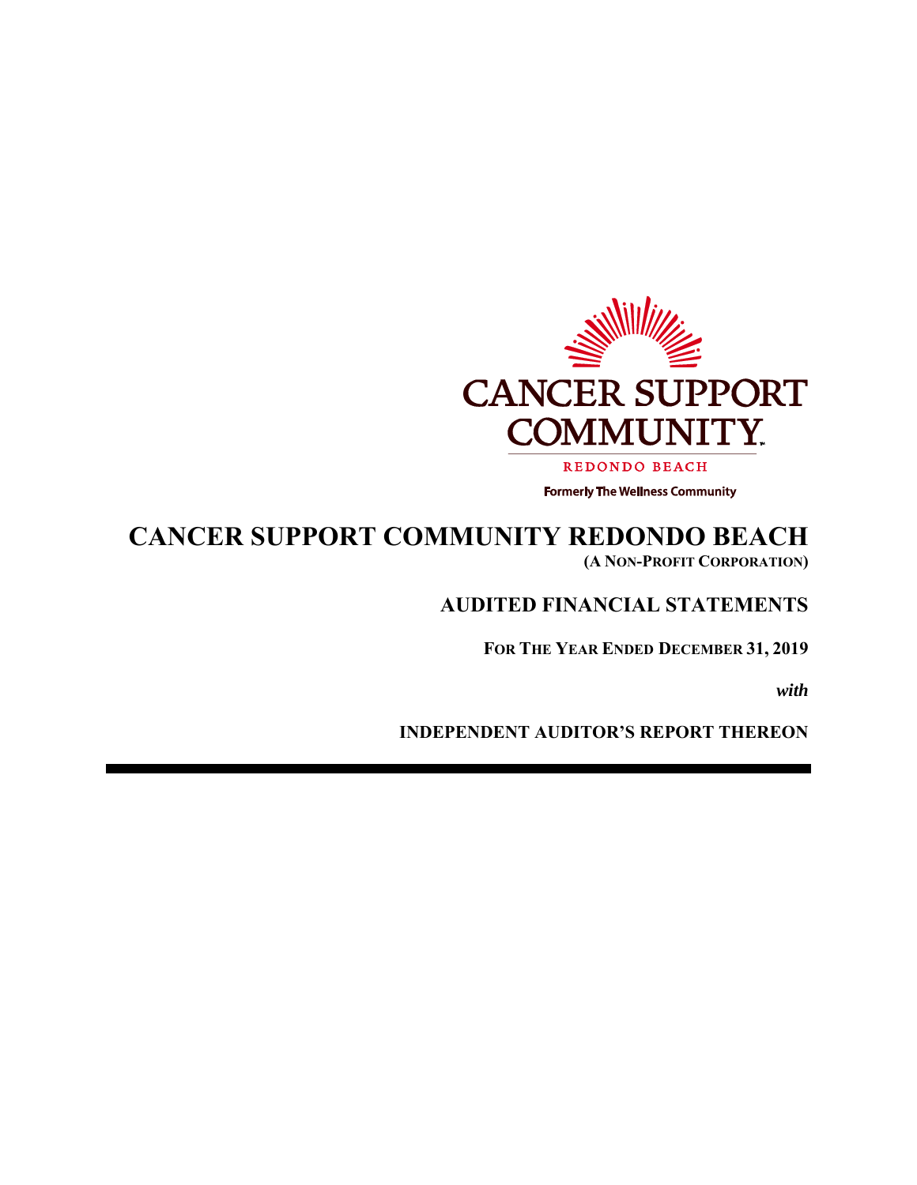CANCER SUPPORT COMMUNITY

REDONDO BEACH

Formerly The Wellness Community

# CANCER SUPPORT COMMUNITY REDONDO BEACH

**(A NON-PROFIT CORPORATION)**

## AUDITED FINANCIAL STATEMENTS

**FOR THE YEAR ENDED DECEMBER 31, 2019**

***with***

**INDEPENDENT AUDITOR'S REPORT THEREON**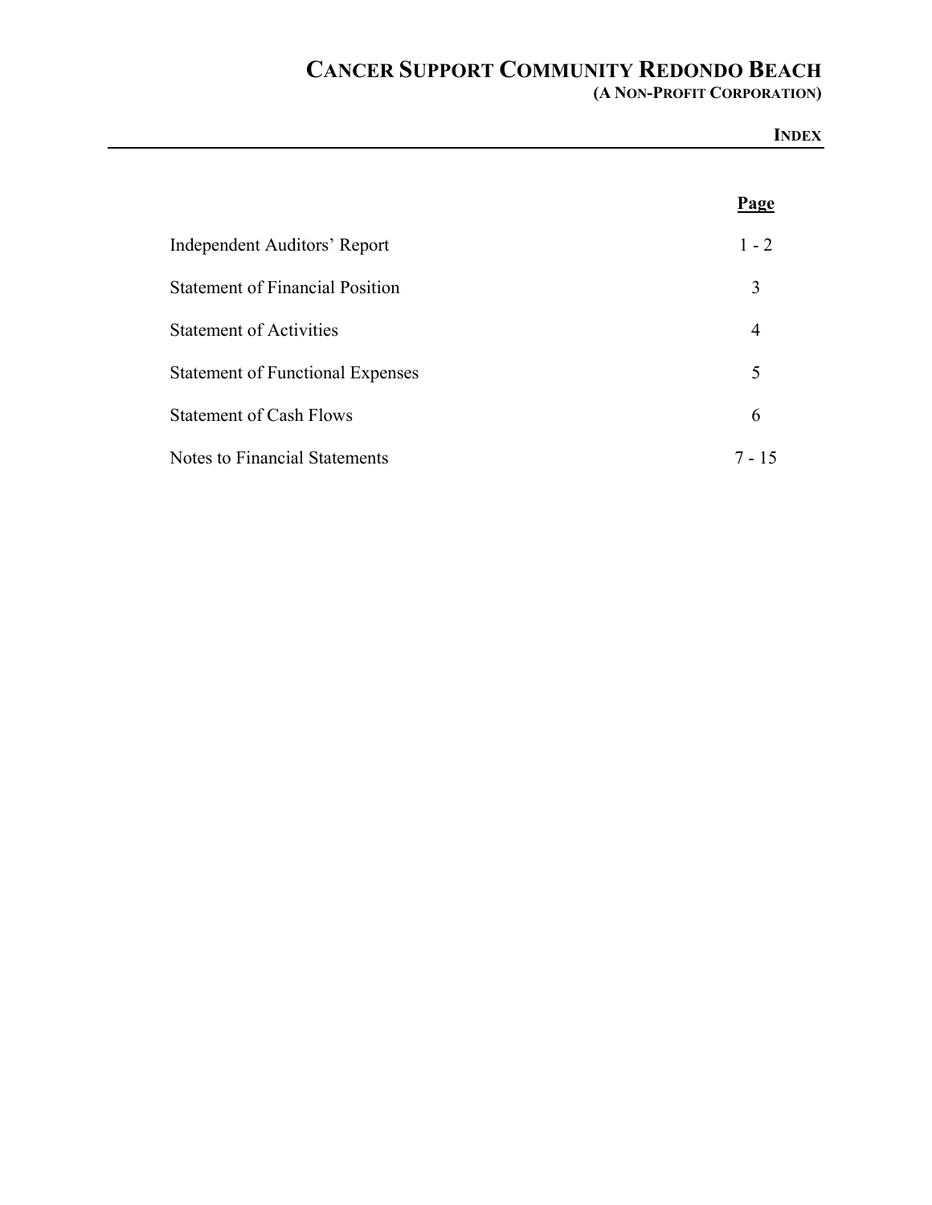# CANCER SUPPORT COMMUNITY REDONDO BEACH

**(A NON-PROFIT CORPORATION)**

**INDEX**

| | Page |
|---|---|
| Independent Auditors' Report | 1 - 2 |
| Statement of Financial Position | 3 |
| Statement of Activities | 4 |
| Statement of Functional Expenses | 5 |
| Statement of Cash Flows | 6 |
| Notes to Financial Statements | 7 - 15 |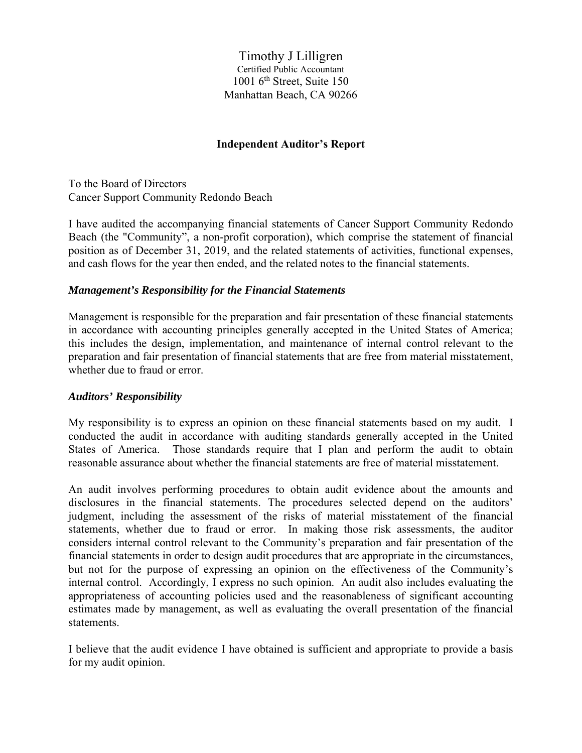Timothy J Lilligren

Certified Public Accountant

1001 6th Street, Suite 150

Manhattan Beach, CA 90266

## Independent Auditor's Report

To the Board of Directors
Cancer Support Community Redondo Beach

I have audited the accompanying financial statements of Cancer Support Community Redondo Beach (the "Community", a non-profit corporation), which comprise the statement of financial position as of December 31, 2019, and the related statements of activities, functional expenses, and cash flows for the year then ended, and the related notes to the financial statements.

### *Management's Responsibility for the Financial Statements*

Management is responsible for the preparation and fair presentation of these financial statements in accordance with accounting principles generally accepted in the United States of America; this includes the design, implementation, and maintenance of internal control relevant to the preparation and fair presentation of financial statements that are free from material misstatement, whether due to fraud or error.

### *Auditors' Responsibility*

My responsibility is to express an opinion on these financial statements based on my audit. I conducted the audit in accordance with auditing standards generally accepted in the United States of America. Those standards require that I plan and perform the audit to obtain reasonable assurance about whether the financial statements are free of material misstatement.

An audit involves performing procedures to obtain audit evidence about the amounts and disclosures in the financial statements. The procedures selected depend on the auditors' judgment, including the assessment of the risks of material misstatement of the financial statements, whether due to fraud or error. In making those risk assessments, the auditor considers internal control relevant to the Community's preparation and fair presentation of the financial statements in order to design audit procedures that are appropriate in the circumstances, but not for the purpose of expressing an opinion on the effectiveness of the Community's internal control. Accordingly, I express no such opinion. An audit also includes evaluating the appropriateness of accounting policies used and the reasonableness of significant accounting estimates made by management, as well as evaluating the overall presentation of the financial statements.

I believe that the audit evidence I have obtained is sufficient and appropriate to provide a basis for my audit opinion.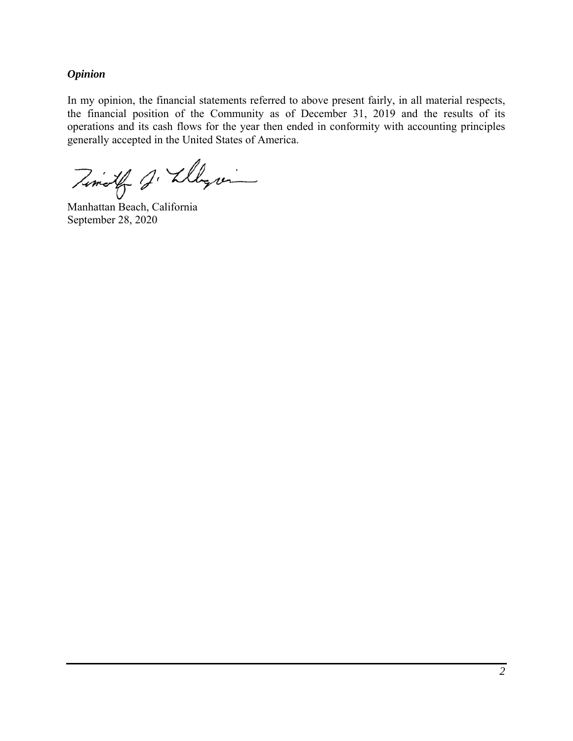### *Opinion*

In my opinion, the financial statements referred to above present fairly, in all material respects, the financial position of the Community as of December 31, 2019 and the results of its operations and its cash flows for the year then ended in conformity with accounting principles generally accepted in the United States of America.

Manhattan Beach, California
September 28, 2020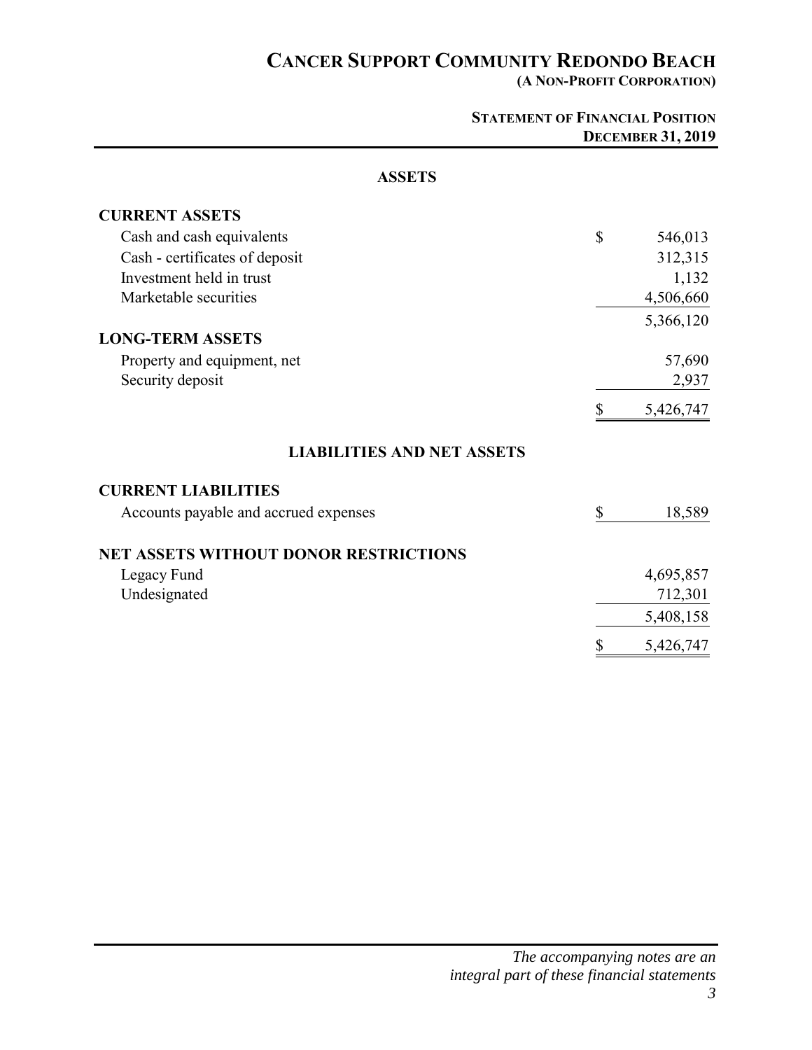# CANCER SUPPORT COMMUNITY REDONDO BEACH

**(A NON-PROFIT CORPORATION)**

**STATEMENT OF FINANCIAL POSITION**
**DECEMBER 31, 2019**

| | |
|---|---|
| **ASSETS** | |
| **CURRENT ASSETS** | |
| Cash and cash equivalents | $ 546,013 |
| Cash - certificates of deposit | 312,315 |
| Investment held in trust | 1,132 |
| Marketable securities | 4,506,660 |
| | 5,366,120 |
| **LONG-TERM ASSETS** | |
| Property and equipment, net | 57,690 |
| Security deposit | 2,937 |
| | $ 5,426,747 |
| **LIABILITIES AND NET ASSETS** | |
| **CURRENT LIABILITIES** | |
| Accounts payable and accrued expenses | $ 18,589 |
| **NET ASSETS WITHOUT DONOR RESTRICTIONS** | |
| Legacy Fund | 4,695,857 |
| Undesignated | 712,301 |
| | 5,408,158 |
| | $ 5,426,747 |

*The accompanying notes are an integral part of these financial statements*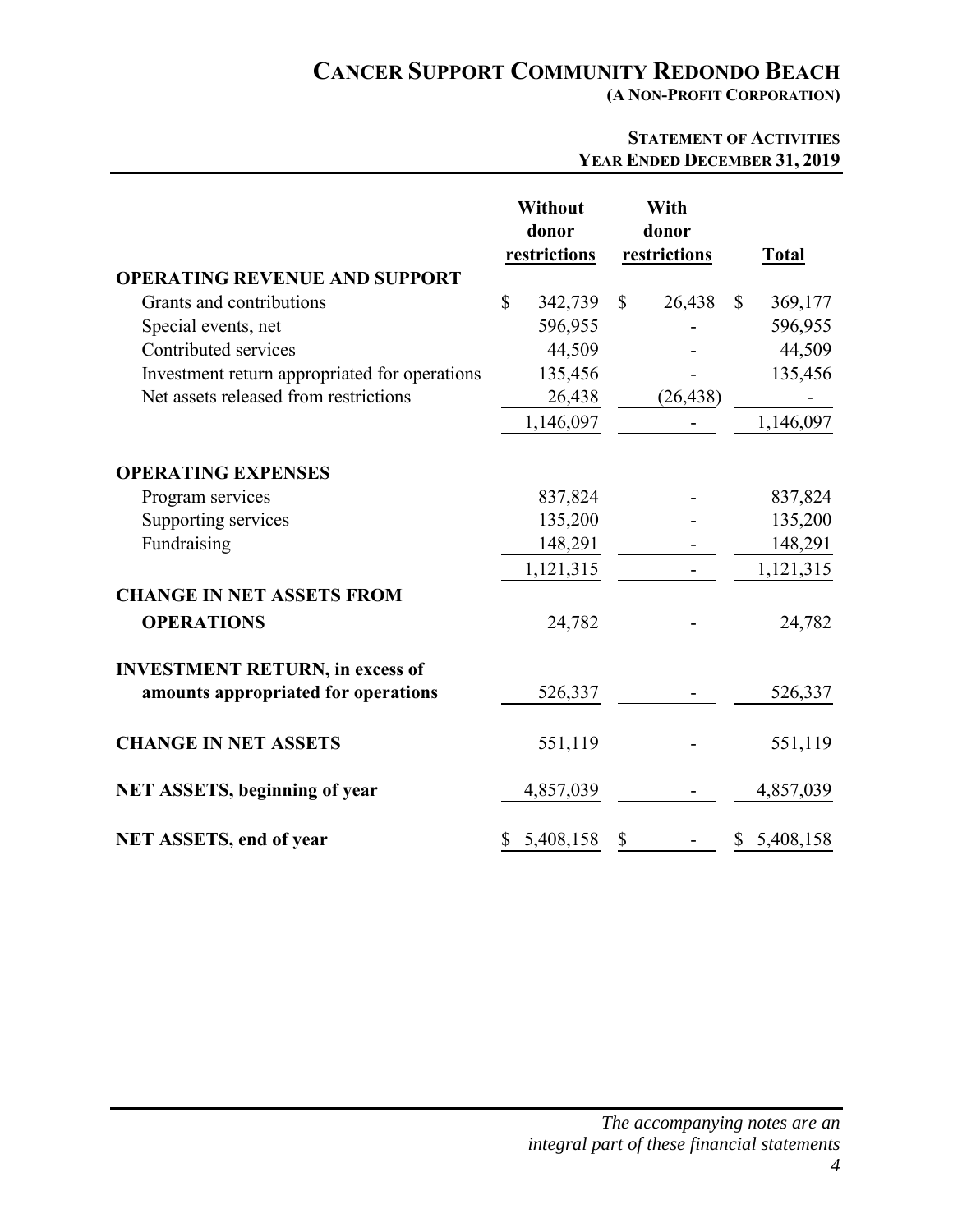# CANCER SUPPORT COMMUNITY REDONDO BEACH

**(A NON-PROFIT CORPORATION)**

**STATEMENT OF ACTIVITIES**
**YEAR ENDED DECEMBER 31, 2019**

| | Without donor restrictions | With donor restrictions | Total |
|---|---|---|---|
| **OPERATING REVENUE AND SUPPORT** | | | |
| Grants and contributions | $ 342,739 | $ 26,438 | $ 369,177 |
| Special events, net | 596,955 | - | 596,955 |
| Contributed services | 44,509 | - | 44,509 |
| Investment return appropriated for operations | 135,456 | - | 135,456 |
| Net assets released from restrictions | 26,438 | (26,438) | - |
| | 1,146,097 | - | 1,146,097 |
| **OPERATING EXPENSES** | | | |
| Program services | 837,824 | - | 837,824 |
| Supporting services | 135,200 | - | 135,200 |
| Fundraising | 148,291 | - | 148,291 |
| | 1,121,315 | - | 1,121,315 |
| **CHANGE IN NET ASSETS FROM OPERATIONS** | 24,782 | - | 24,782 |
| **INVESTMENT RETURN, in excess of amounts appropriated for operations** | 526,337 | - | 526,337 |
| **CHANGE IN NET ASSETS** | 551,119 | - | 551,119 |
| **NET ASSETS, beginning of year** | 4,857,039 | - | 4,857,039 |
| **NET ASSETS, end of year** | $ 5,408,158 | $ - | $ 5,408,158 |

*The accompanying notes are an integral part of these financial statements*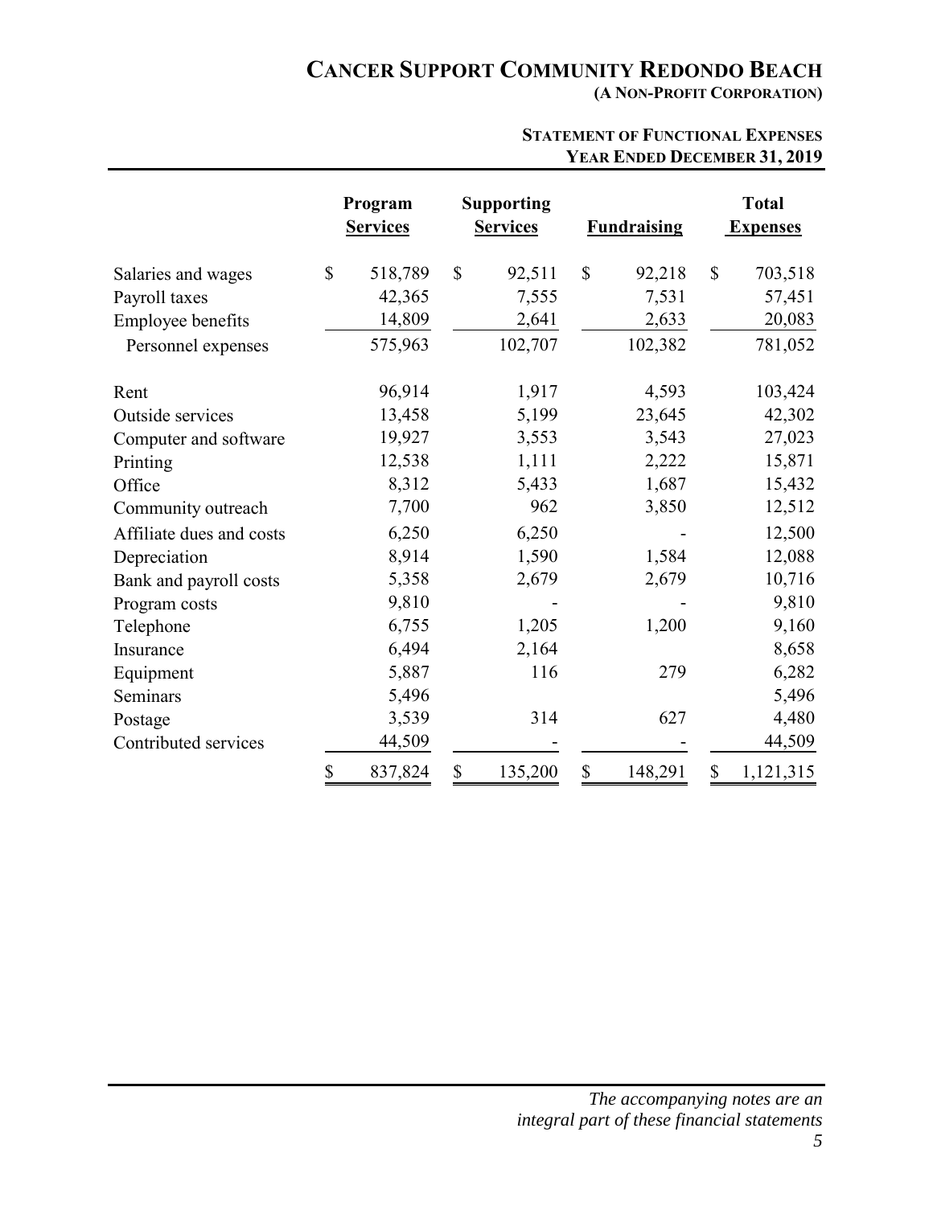# CANCER SUPPORT COMMUNITY REDONDO BEACH

**(A NON-PROFIT CORPORATION)**

**STATEMENT OF FUNCTIONAL EXPENSES**
**YEAR ENDED DECEMBER 31, 2019**

| | Program Services | Supporting Services | Fundraising | Total Expenses |
|---|---|---|---|---|
| Salaries and wages | $ 518,789 | $ 92,511 | $ 92,218 | $ 703,518 |
| Payroll taxes | 42,365 | 7,555 | 7,531 | 57,451 |
| Employee benefits | 14,809 | 2,641 | 2,633 | 20,083 |
| Personnel expenses | 575,963 | 102,707 | 102,382 | 781,052 |
| Rent | 96,914 | 1,917 | 4,593 | 103,424 |
| Outside services | 13,458 | 5,199 | 23,645 | 42,302 |
| Computer and software | 19,927 | 3,553 | 3,543 | 27,023 |
| Printing | 12,538 | 1,111 | 2,222 | 15,871 |
| Office | 8,312 | 5,433 | 1,687 | 15,432 |
| Community outreach | 7,700 | 962 | 3,850 | 12,512 |
| Affiliate dues and costs | 6,250 | 6,250 | - | 12,500 |
| Depreciation | 8,914 | 1,590 | 1,584 | 12,088 |
| Bank and payroll costs | 5,358 | 2,679 | 2,679 | 10,716 |
| Program costs | 9,810 | - | - | 9,810 |
| Telephone | 6,755 | 1,205 | 1,200 | 9,160 |
| Insurance | 6,494 | 2,164 | | 8,658 |
| Equipment | 5,887 | 116 | 279 | 6,282 |
| Seminars | 5,496 | | | 5,496 |
| Postage | 3,539 | 314 | 627 | 4,480 |
| Contributed services | 44,509 | - | - | 44,509 |
| | $ 837,824 | $ 135,200 | $ 148,291 | $ 1,121,315 |

*The accompanying notes are an integral part of these financial statements*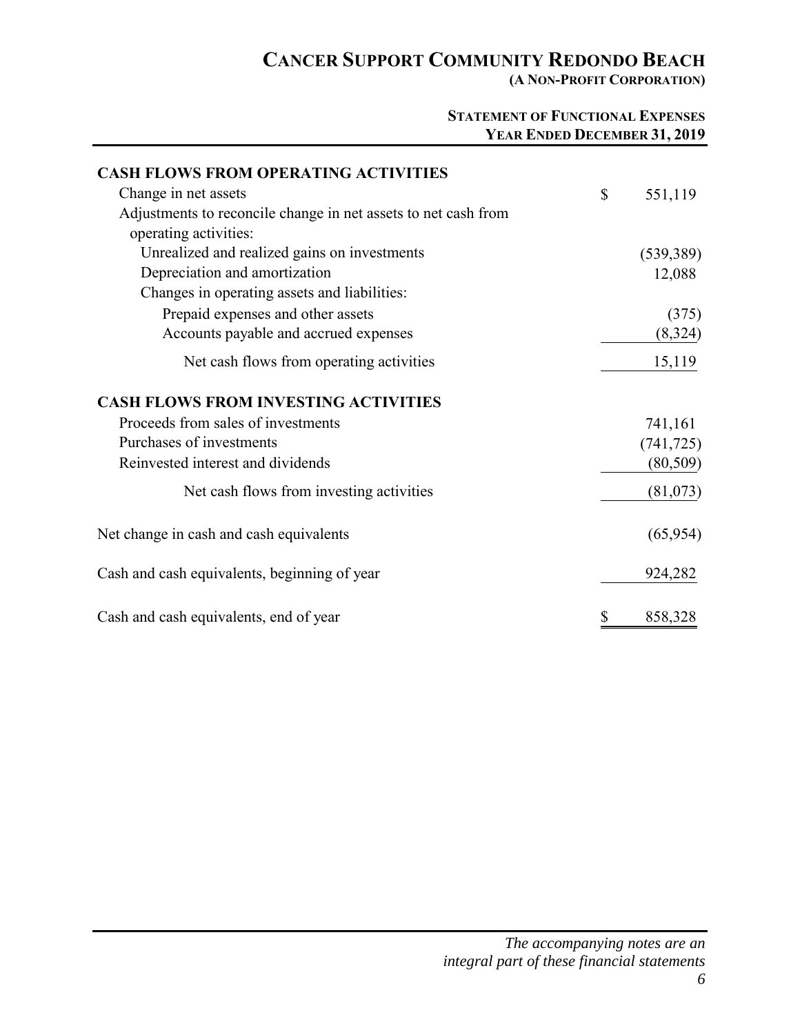# CANCER SUPPORT COMMUNITY REDONDO BEACH

**(A NON-PROFIT CORPORATION)**

**STATEMENT OF FUNCTIONAL EXPENSES**
**YEAR ENDED DECEMBER 31, 2019**

| | |
|---|---|
| **CASH FLOWS FROM OPERATING ACTIVITIES** | |
| Change in net assets | $ 551,119 |
| Adjustments to reconcile change in net assets to net cash from operating activities: | |
| Unrealized and realized gains on investments | (539,389) |
| Depreciation and amortization | 12,088 |
| Changes in operating assets and liabilities: | |
| Prepaid expenses and other assets | (375) |
| Accounts payable and accrued expenses | (8,324) |
| Net cash flows from operating activities | 15,119 |
| **CASH FLOWS FROM INVESTING ACTIVITIES** | |
| Proceeds from sales of investments | 741,161 |
| Purchases of investments | (741,725) |
| Reinvested interest and dividends | (80,509) |
| Net cash flows from investing activities | (81,073) |
| Net change in cash and cash equivalents | (65,954) |
| Cash and cash equivalents, beginning of year | 924,282 |
| Cash and cash equivalents, end of year | $ 858,328 |

*The accompanying notes are an integral part of these financial statements*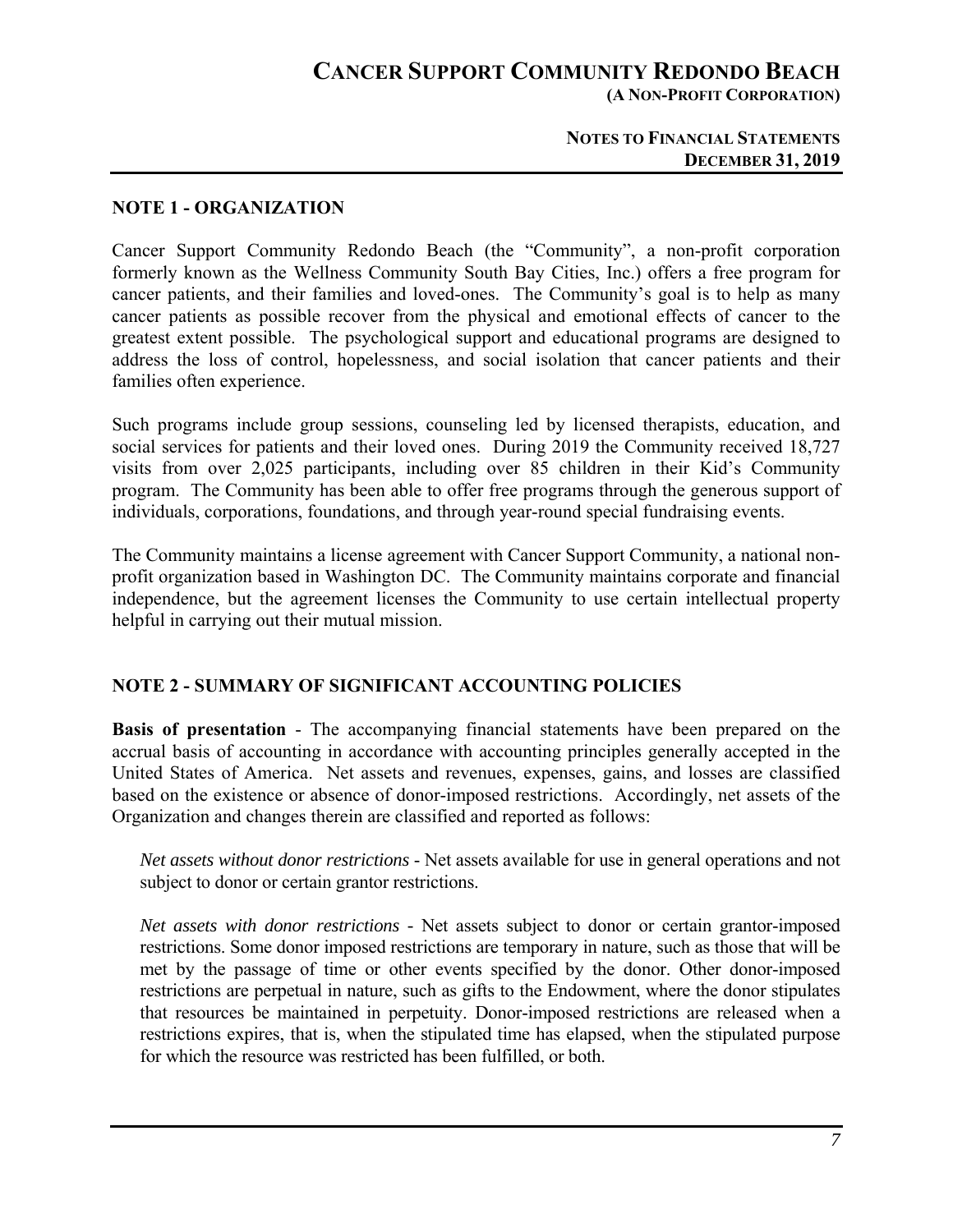## NOTE 1 - ORGANIZATION

Cancer Support Community Redondo Beach (the "Community", a non-profit corporation formerly known as the Wellness Community South Bay Cities, Inc.) offers a free program for cancer patients, and their families and loved-ones. The Community's goal is to help as many cancer patients as possible recover from the physical and emotional effects of cancer to the greatest extent possible. The psychological support and educational programs are designed to address the loss of control, hopelessness, and social isolation that cancer patients and their families often experience.

Such programs include group sessions, counseling led by licensed therapists, education, and social services for patients and their loved ones. During 2019 the Community received 18,727 visits from over 2,025 participants, including over 85 children in their Kid's Community program. The Community has been able to offer free programs through the generous support of individuals, corporations, foundations, and through year-round special fundraising events.

The Community maintains a license agreement with Cancer Support Community, a national non-profit organization based in Washington DC. The Community maintains corporate and financial independence, but the agreement licenses the Community to use certain intellectual property helpful in carrying out their mutual mission.

## NOTE 2 - SUMMARY OF SIGNIFICANT ACCOUNTING POLICIES

**Basis of presentation** - The accompanying financial statements have been prepared on the accrual basis of accounting in accordance with accounting principles generally accepted in the United States of America. Net assets and revenues, expenses, gains, and losses are classified based on the existence or absence of donor-imposed restrictions. Accordingly, net assets of the Organization and changes therein are classified and reported as follows:

*Net assets without donor restrictions* - Net assets available for use in general operations and not subject to donor or certain grantor restrictions.

*Net assets with donor restrictions* - Net assets subject to donor or certain grantor-imposed restrictions. Some donor imposed restrictions are temporary in nature, such as those that will be met by the passage of time or other events specified by the donor. Other donor-imposed restrictions are perpetual in nature, such as gifts to the Endowment, where the donor stipulates that resources be maintained in perpetuity. Donor-imposed restrictions are released when a restrictions expires, that is, when the stipulated time has elapsed, when the stipulated purpose for which the resource was restricted has been fulfilled, or both.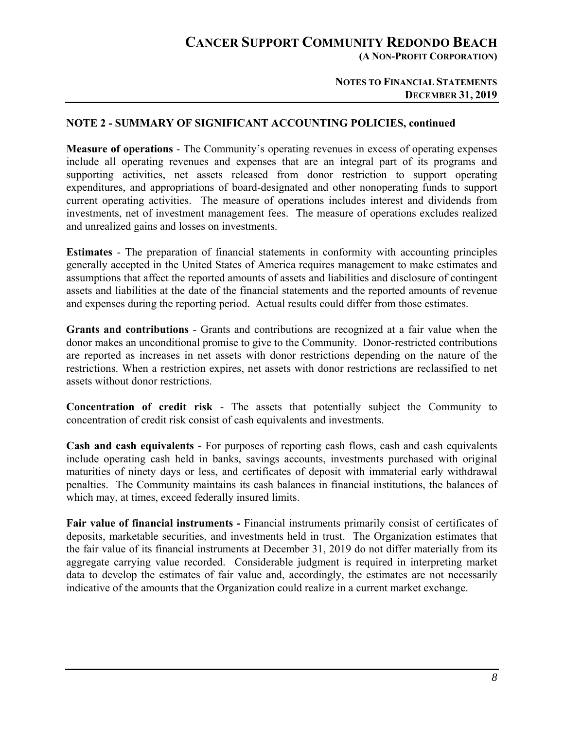## NOTE 2 - SUMMARY OF SIGNIFICANT ACCOUNTING POLICIES, continued

**Measure of operations** - The Community's operating revenues in excess of operating expenses include all operating revenues and expenses that are an integral part of its programs and supporting activities, net assets released from donor restriction to support operating expenditures, and appropriations of board-designated and other nonoperating funds to support current operating activities. The measure of operations includes interest and dividends from investments, net of investment management fees. The measure of operations excludes realized and unrealized gains and losses on investments.

**Estimates** - The preparation of financial statements in conformity with accounting principles generally accepted in the United States of America requires management to make estimates and assumptions that affect the reported amounts of assets and liabilities and disclosure of contingent assets and liabilities at the date of the financial statements and the reported amounts of revenue and expenses during the reporting period. Actual results could differ from those estimates.

**Grants and contributions** - Grants and contributions are recognized at a fair value when the donor makes an unconditional promise to give to the Community. Donor-restricted contributions are reported as increases in net assets with donor restrictions depending on the nature of the restrictions. When a restriction expires, net assets with donor restrictions are reclassified to net assets without donor restrictions.

**Concentration of credit risk** - The assets that potentially subject the Community to concentration of credit risk consist of cash equivalents and investments.

**Cash and cash equivalents** - For purposes of reporting cash flows, cash and cash equivalents include operating cash held in banks, savings accounts, investments purchased with original maturities of ninety days or less, and certificates of deposit with immaterial early withdrawal penalties. The Community maintains its cash balances in financial institutions, the balances of which may, at times, exceed federally insured limits.

**Fair value of financial instruments -** Financial instruments primarily consist of certificates of deposits, marketable securities, and investments held in trust. The Organization estimates that the fair value of its financial instruments at December 31, 2019 do not differ materially from its aggregate carrying value recorded. Considerable judgment is required in interpreting market data to develop the estimates of fair value and, accordingly, the estimates are not necessarily indicative of the amounts that the Organization could realize in a current market exchange.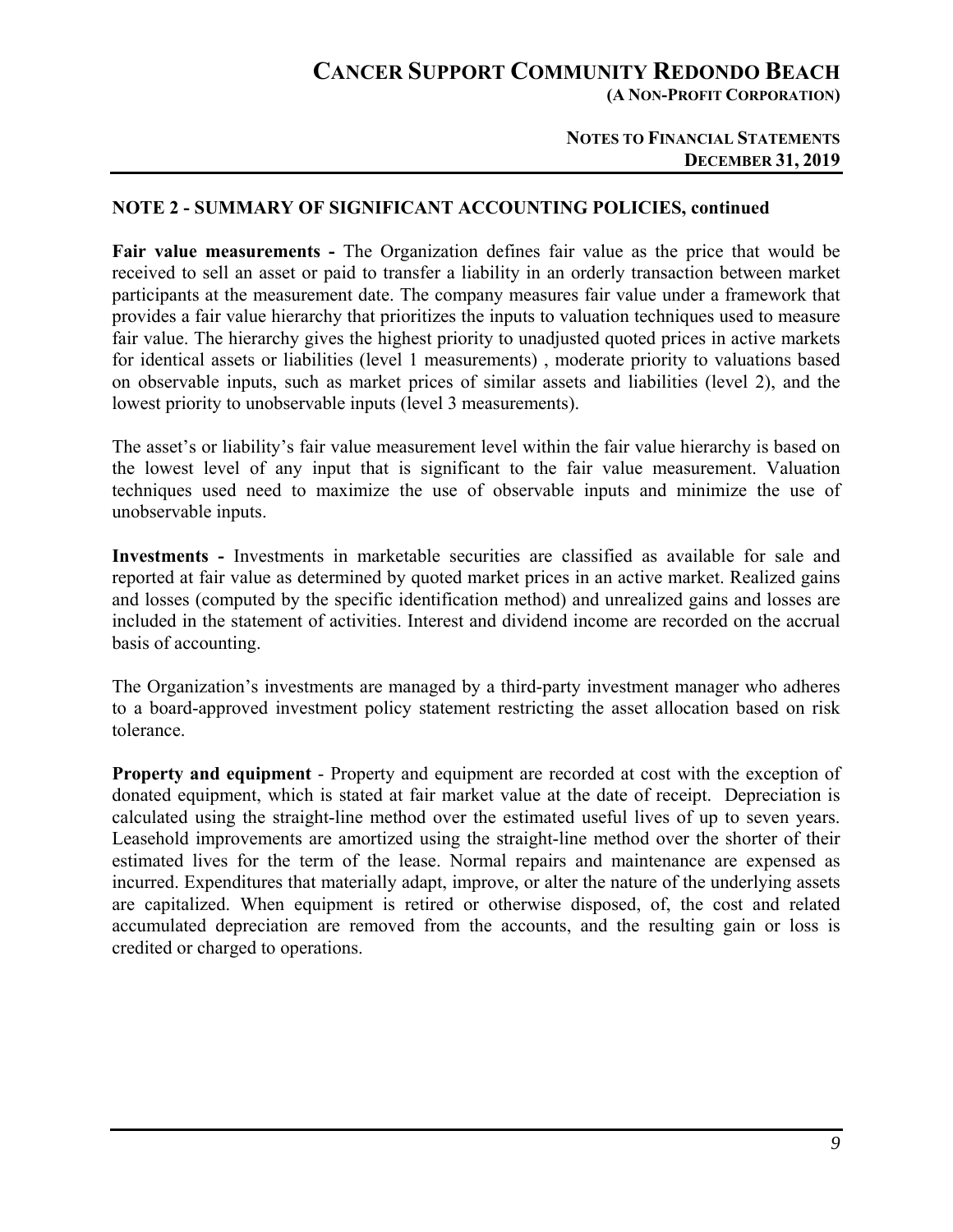## NOTE 2 - SUMMARY OF SIGNIFICANT ACCOUNTING POLICIES, continued

**Fair value measurements -** The Organization defines fair value as the price that would be received to sell an asset or paid to transfer a liability in an orderly transaction between market participants at the measurement date. The company measures fair value under a framework that provides a fair value hierarchy that prioritizes the inputs to valuation techniques used to measure fair value. The hierarchy gives the highest priority to unadjusted quoted prices in active markets for identical assets or liabilities (level 1 measurements) , moderate priority to valuations based on observable inputs, such as market prices of similar assets and liabilities (level 2), and the lowest priority to unobservable inputs (level 3 measurements).

The asset's or liability's fair value measurement level within the fair value hierarchy is based on the lowest level of any input that is significant to the fair value measurement. Valuation techniques used need to maximize the use of observable inputs and minimize the use of unobservable inputs.

**Investments -** Investments in marketable securities are classified as available for sale and reported at fair value as determined by quoted market prices in an active market. Realized gains and losses (computed by the specific identification method) and unrealized gains and losses are included in the statement of activities. Interest and dividend income are recorded on the accrual basis of accounting.

The Organization's investments are managed by a third-party investment manager who adheres to a board-approved investment policy statement restricting the asset allocation based on risk tolerance.

**Property and equipment** - Property and equipment are recorded at cost with the exception of donated equipment, which is stated at fair market value at the date of receipt. Depreciation is calculated using the straight-line method over the estimated useful lives of up to seven years. Leasehold improvements are amortized using the straight-line method over the shorter of their estimated lives for the term of the lease. Normal repairs and maintenance are expensed as incurred. Expenditures that materially adapt, improve, or alter the nature of the underlying assets are capitalized. When equipment is retired or otherwise disposed, of, the cost and related accumulated depreciation are removed from the accounts, and the resulting gain or loss is credited or charged to operations.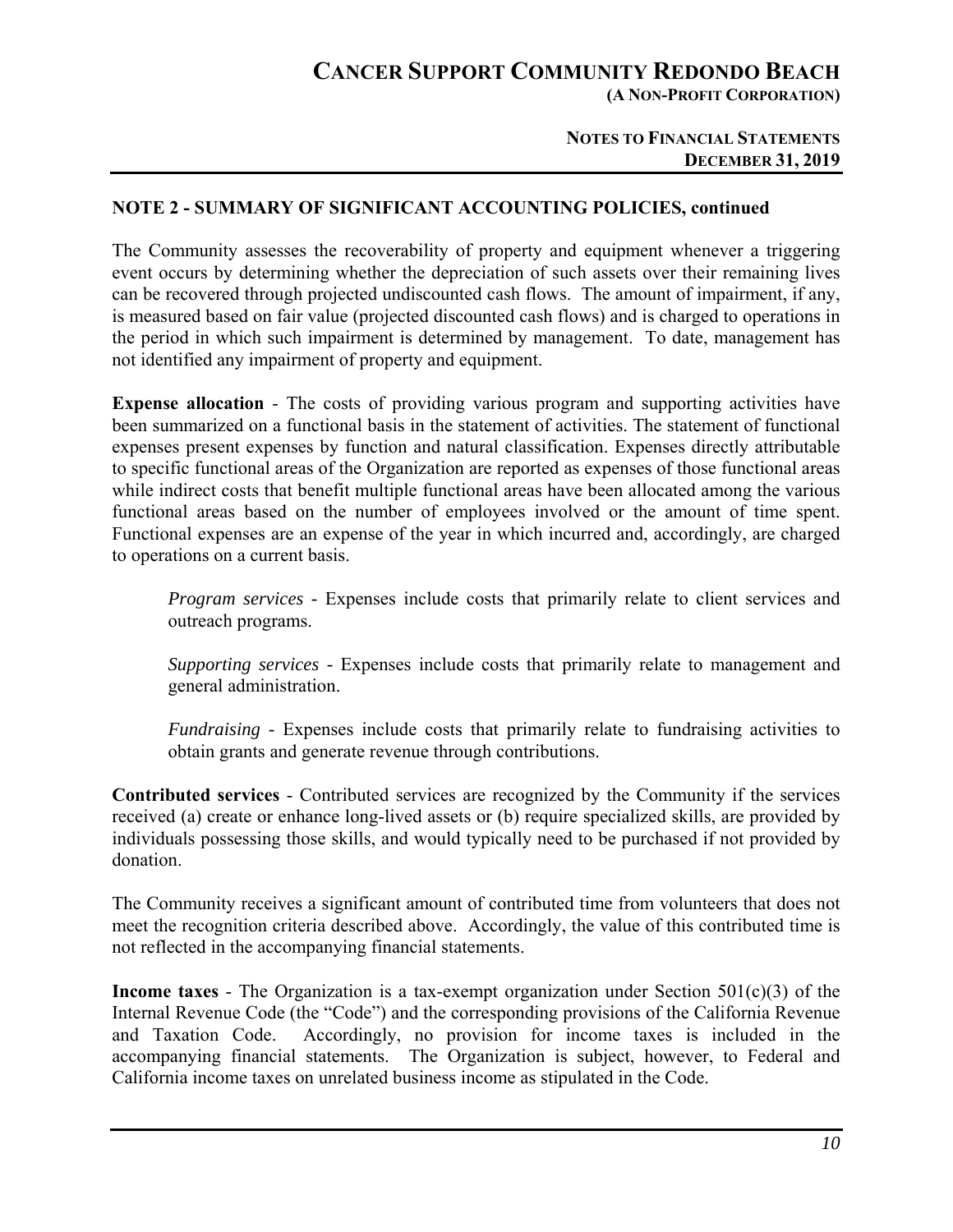## NOTE 2 - SUMMARY OF SIGNIFICANT ACCOUNTING POLICIES, continued

The Community assesses the recoverability of property and equipment whenever a triggering event occurs by determining whether the depreciation of such assets over their remaining lives can be recovered through projected undiscounted cash flows. The amount of impairment, if any, is measured based on fair value (projected discounted cash flows) and is charged to operations in the period in which such impairment is determined by management. To date, management has not identified any impairment of property and equipment.

**Expense allocation** - The costs of providing various program and supporting activities have been summarized on a functional basis in the statement of activities. The statement of functional expenses present expenses by function and natural classification. Expenses directly attributable to specific functional areas of the Organization are reported as expenses of those functional areas while indirect costs that benefit multiple functional areas have been allocated among the various functional areas based on the number of employees involved or the amount of time spent. Functional expenses are an expense of the year in which incurred and, accordingly, are charged to operations on a current basis.

*Program services* - Expenses include costs that primarily relate to client services and outreach programs.

*Supporting services* - Expenses include costs that primarily relate to management and general administration.

*Fundraising* - Expenses include costs that primarily relate to fundraising activities to obtain grants and generate revenue through contributions.

**Contributed services** - Contributed services are recognized by the Community if the services received (a) create or enhance long-lived assets or (b) require specialized skills, are provided by individuals possessing those skills, and would typically need to be purchased if not provided by donation.

The Community receives a significant amount of contributed time from volunteers that does not meet the recognition criteria described above. Accordingly, the value of this contributed time is not reflected in the accompanying financial statements.

**Income taxes** - The Organization is a tax-exempt organization under Section 501(c)(3) of the Internal Revenue Code (the "Code") and the corresponding provisions of the California Revenue and Taxation Code. Accordingly, no provision for income taxes is included in the accompanying financial statements. The Organization is subject, however, to Federal and California income taxes on unrelated business income as stipulated in the Code.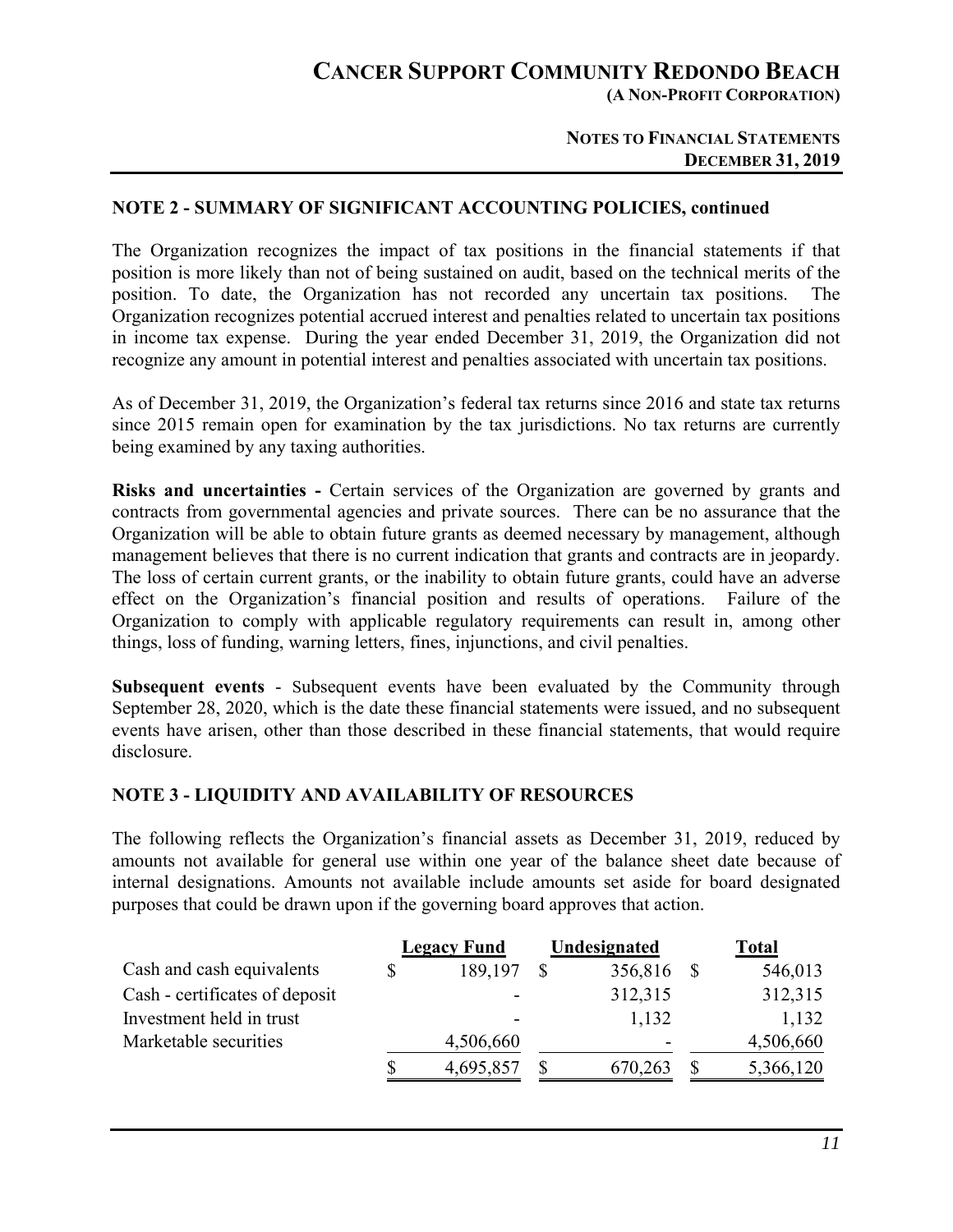## NOTE 2 - SUMMARY OF SIGNIFICANT ACCOUNTING POLICIES, continued

The Organization recognizes the impact of tax positions in the financial statements if that position is more likely than not of being sustained on audit, based on the technical merits of the position. To date, the Organization has not recorded any uncertain tax positions. The Organization recognizes potential accrued interest and penalties related to uncertain tax positions in income tax expense. During the year ended December 31, 2019, the Organization did not recognize any amount in potential interest and penalties associated with uncertain tax positions.

As of December 31, 2019, the Organization's federal tax returns since 2016 and state tax returns since 2015 remain open for examination by the tax jurisdictions. No tax returns are currently being examined by any taxing authorities.

**Risks and uncertainties -** Certain services of the Organization are governed by grants and contracts from governmental agencies and private sources. There can be no assurance that the Organization will be able to obtain future grants as deemed necessary by management, although management believes that there is no current indication that grants and contracts are in jeopardy. The loss of certain current grants, or the inability to obtain future grants, could have an adverse effect on the Organization's financial position and results of operations. Failure of the Organization to comply with applicable regulatory requirements can result in, among other things, loss of funding, warning letters, fines, injunctions, and civil penalties.

**Subsequent events** - Subsequent events have been evaluated by the Community through September 28, 2020, which is the date these financial statements were issued, and no subsequent events have arisen, other than those described in these financial statements, that would require disclosure.

## NOTE 3 - LIQUIDITY AND AVAILABILITY OF RESOURCES

The following reflects the Organization's financial assets as December 31, 2019, reduced by amounts not available for general use within one year of the balance sheet date because of internal designations. Amounts not available include amounts set aside for board designated purposes that could be drawn upon if the governing board approves that action.

| | Legacy Fund | Undesignated | Total |
|---|---|---|---|
| Cash and cash equivalents | $ 189,197 | $ 356,816 | $ 546,013 |
| Cash - certificates of deposit | - | 312,315 | 312,315 |
| Investment held in trust | - | 1,132 | 1,132 |
| Marketable securities | 4,506,660 | - | 4,506,660 |
| | $ 4,695,857 | $ 670,263 | $ 5,366,120 |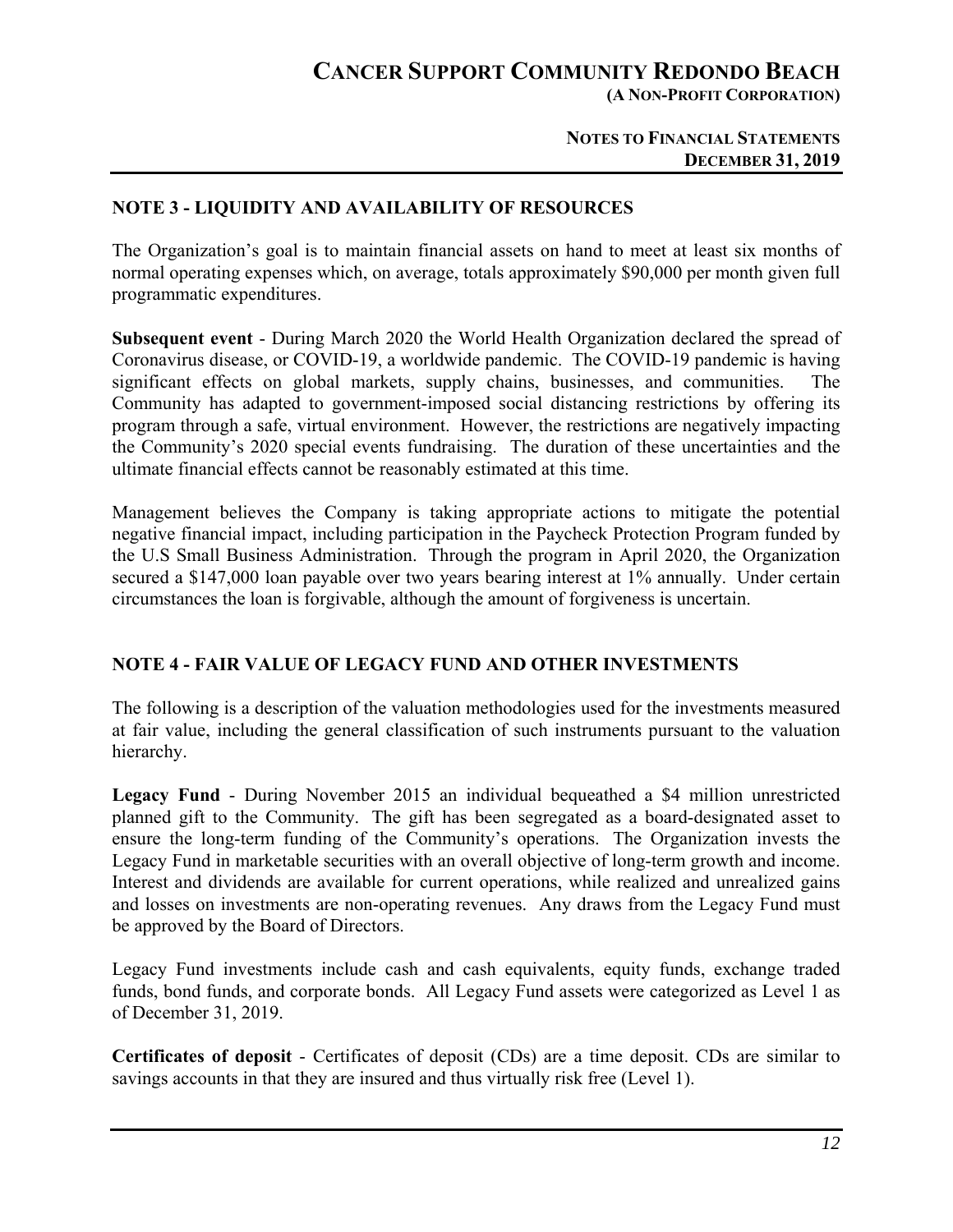## NOTE 3 - LIQUIDITY AND AVAILABILITY OF RESOURCES

The Organization's goal is to maintain financial assets on hand to meet at least six months of normal operating expenses which, on average, totals approximately $90,000 per month given full programmatic expenditures.

**Subsequent event** - During March 2020 the World Health Organization declared the spread of Coronavirus disease, or COVID-19, a worldwide pandemic. The COVID-19 pandemic is having significant effects on global markets, supply chains, businesses, and communities. The Community has adapted to government-imposed social distancing restrictions by offering its program through a safe, virtual environment. However, the restrictions are negatively impacting the Community's 2020 special events fundraising. The duration of these uncertainties and the ultimate financial effects cannot be reasonably estimated at this time.

Management believes the Company is taking appropriate actions to mitigate the potential negative financial impact, including participation in the Paycheck Protection Program funded by the U.S Small Business Administration. Through the program in April 2020, the Organization secured a $147,000 loan payable over two years bearing interest at 1% annually. Under certain circumstances the loan is forgivable, although the amount of forgiveness is uncertain.

## NOTE 4 - FAIR VALUE OF LEGACY FUND AND OTHER INVESTMENTS

The following is a description of the valuation methodologies used for the investments measured at fair value, including the general classification of such instruments pursuant to the valuation hierarchy.

**Legacy Fund** - During November 2015 an individual bequeathed a $4 million unrestricted planned gift to the Community. The gift has been segregated as a board-designated asset to ensure the long-term funding of the Community's operations. The Organization invests the Legacy Fund in marketable securities with an overall objective of long-term growth and income. Interest and dividends are available for current operations, while realized and unrealized gains and losses on investments are non-operating revenues. Any draws from the Legacy Fund must be approved by the Board of Directors.

Legacy Fund investments include cash and cash equivalents, equity funds, exchange traded funds, bond funds, and corporate bonds. All Legacy Fund assets were categorized as Level 1 as of December 31, 2019.

**Certificates of deposit** - Certificates of deposit (CDs) are a time deposit. CDs are similar to savings accounts in that they are insured and thus virtually risk free (Level 1).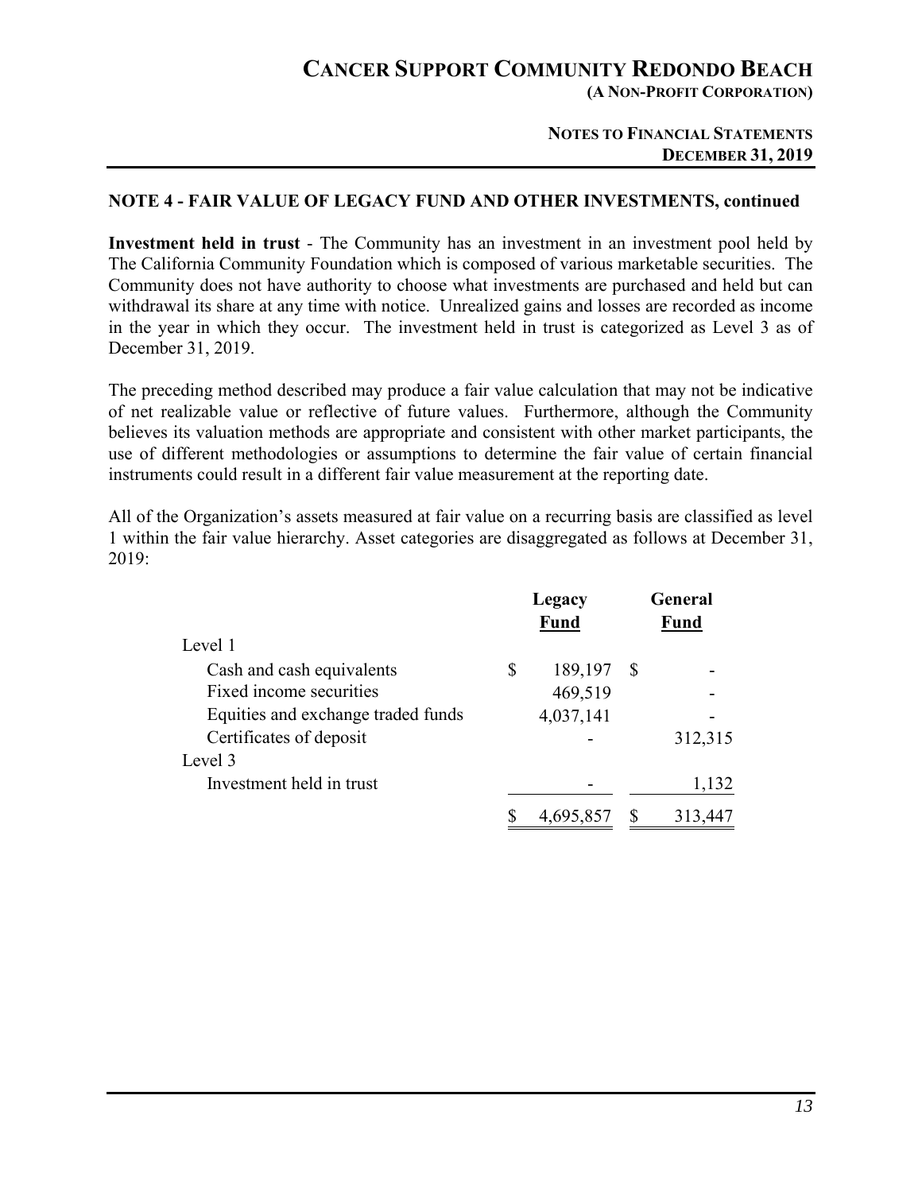## NOTE 4 - FAIR VALUE OF LEGACY FUND AND OTHER INVESTMENTS, continued

**Investment held in trust** - The Community has an investment in an investment pool held by The California Community Foundation which is composed of various marketable securities. The Community does not have authority to choose what investments are purchased and held but can withdrawal its share at any time with notice. Unrealized gains and losses are recorded as income in the year in which they occur. The investment held in trust is categorized as Level 3 as of December 31, 2019.

The preceding method described may produce a fair value calculation that may not be indicative of net realizable value or reflective of future values. Furthermore, although the Community believes its valuation methods are appropriate and consistent with other market participants, the use of different methodologies or assumptions to determine the fair value of certain financial instruments could result in a different fair value measurement at the reporting date.

All of the Organization's assets measured at fair value on a recurring basis are classified as level 1 within the fair value hierarchy. Asset categories are disaggregated as follows at December 31, 2019:

| | Legacy Fund | General Fund |
|---|---|---|
| Level 1 | | |
| Cash and cash equivalents | $ 189,197 | $ - |
| Fixed income securities | 469,519 | - |
| Equities and exchange traded funds | 4,037,141 | - |
| Certificates of deposit | - | 312,315 |
| Level 3 | | |
| Investment held in trust | - | 1,132 |
| | $ 4,695,857 | $ 313,447 |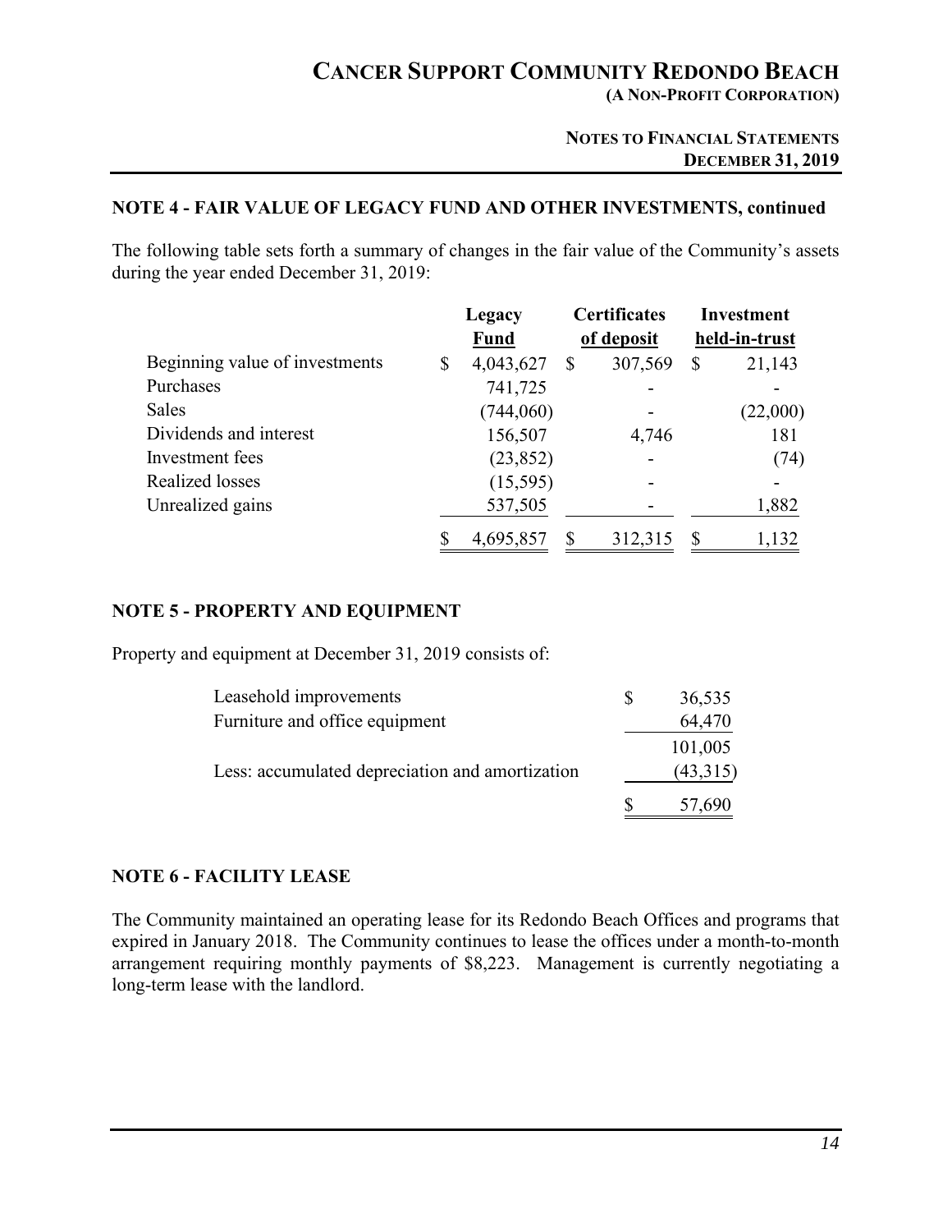## NOTE 4 - FAIR VALUE OF LEGACY FUND AND OTHER INVESTMENTS, continued

The following table sets forth a summary of changes in the fair value of the Community's assets during the year ended December 31, 2019:

| | Legacy Fund | Certificates of deposit | Investment held-in-trust |
|---|---|---|---|
| Beginning value of investments | $ 4,043,627 | $ 307,569 | $ 21,143 |
| Purchases | 741,725 | - | - |
| Sales | (744,060) | - | (22,000) |
| Dividends and interest | 156,507 | 4,746 | 181 |
| Investment fees | (23,852) | - | (74) |
| Realized losses | (15,595) | - | - |
| Unrealized gains | 537,505 | - | 1,882 |
| | $ 4,695,857 | $ 312,315 | $ 1,132 |

## NOTE 5 - PROPERTY AND EQUIPMENT

Property and equipment at December 31, 2019 consists of:

| | |
|---|---|
| Leasehold improvements | $ 36,535 |
| Furniture and office equipment | 64,470 |
| | 101,005 |
| Less: accumulated depreciation and amortization | (43,315) |
| | $ 57,690 |

## NOTE 6 - FACILITY LEASE

The Community maintained an operating lease for its Redondo Beach Offices and programs that expired in January 2018. The Community continues to lease the offices under a month-to-month arrangement requiring monthly payments of $8,223. Management is currently negotiating a long-term lease with the landlord.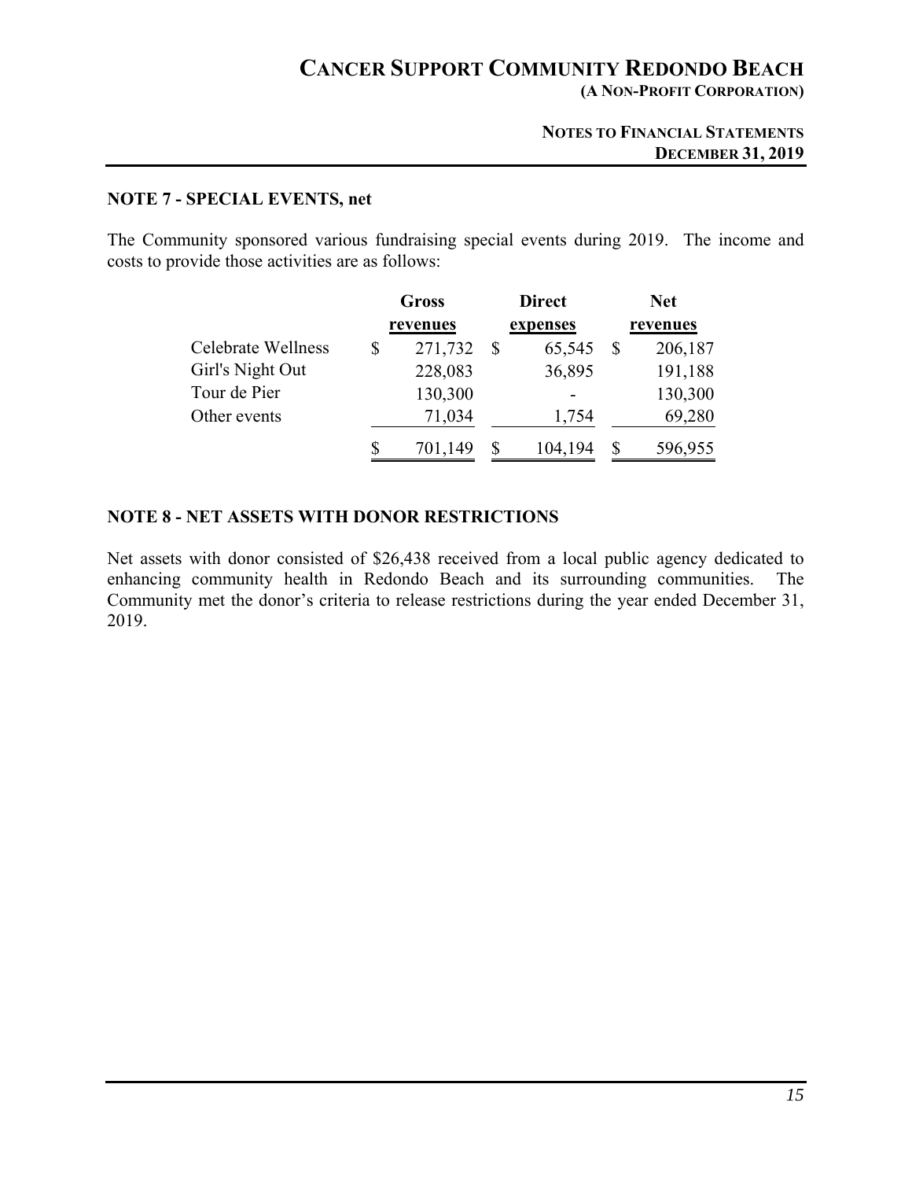## NOTE 7 - SPECIAL EVENTS, net

The Community sponsored various fundraising special events during 2019. The income and costs to provide those activities are as follows:

| | Gross revenues | Direct expenses | Net revenues |
|---|---|---|---|
| Celebrate Wellness | $ 271,732 | $ 65,545 | $ 206,187 |
| Girl's Night Out | 228,083 | 36,895 | 191,188 |
| Tour de Pier | 130,300 | - | 130,300 |
| Other events | 71,034 | 1,754 | 69,280 |
| | $ 701,149 | $ 104,194 | $ 596,955 |

## NOTE 8 - NET ASSETS WITH DONOR RESTRICTIONS

Net assets with donor consisted of $26,438 received from a local public agency dedicated to enhancing community health in Redondo Beach and its surrounding communities. The Community met the donor's criteria to release restrictions during the year ended December 31, 2019.